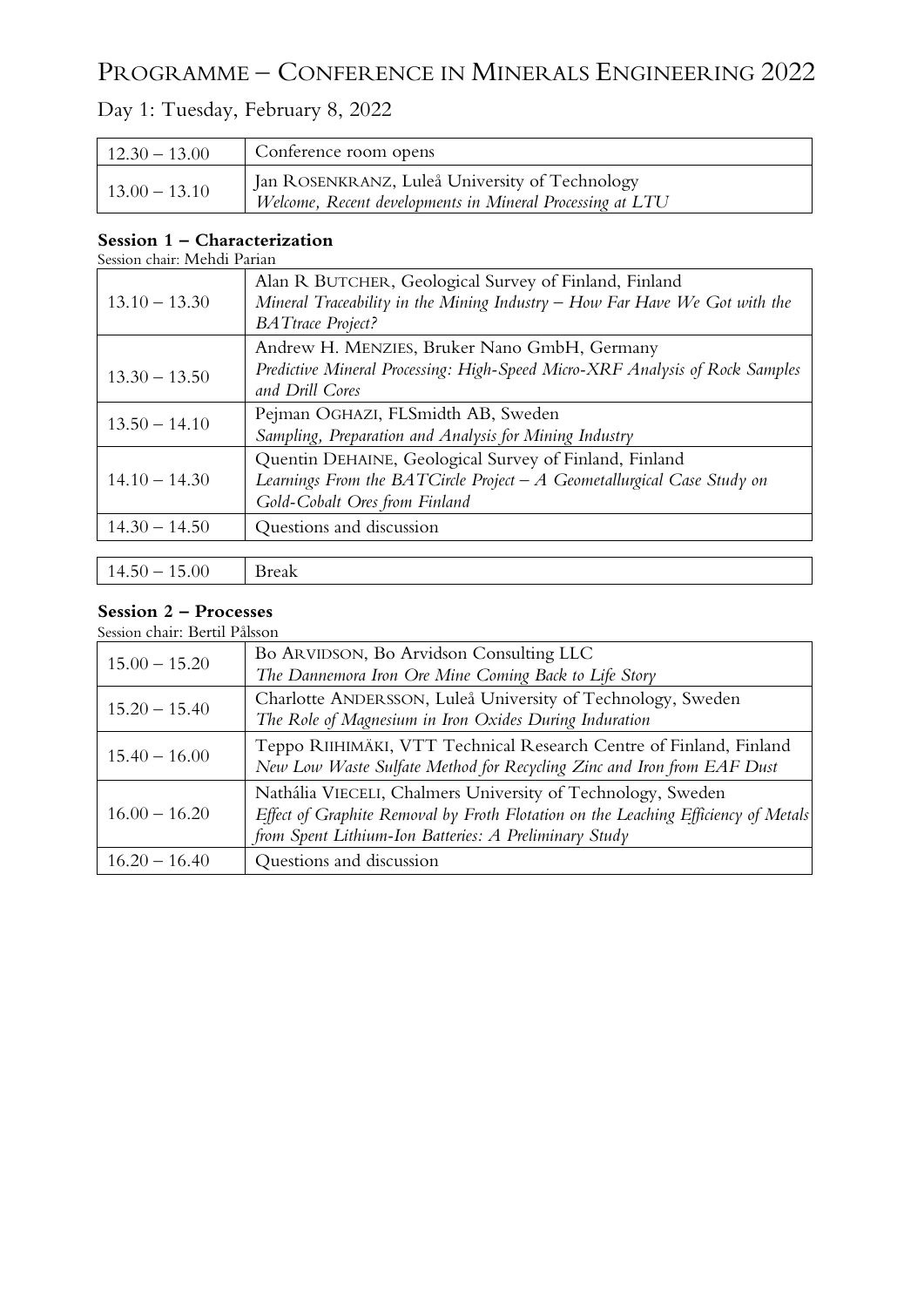# PROGRAMME – CONFERENCE IN MINERALS ENGINEERING 2022

## Day 1: Tuesday, February 8, 2022

| | |
|---|---|
| 12.30 – 13.00 | Conference room opens |
| 13.00 – 13.10 | Jan ROSENKRANZ, Luleå University of Technology<br>*Welcome, Recent developments in Mineral Processing at LTU* |

### Session 1 – Characterization

Session chair: Mehdi Parian

| | |
|---|---|
| 13.10 – 13.30 | Alan R BUTCHER, Geological Survey of Finland, Finland<br>*Mineral Traceability in the Mining Industry – How Far Have We Got with the BATtrace Project?* |
| 13.30 – 13.50 | Andrew H. MENZIES, Bruker Nano GmbH, Germany<br>*Predictive Mineral Processing: High-Speed Micro-XRF Analysis of Rock Samples and Drill Cores* |
| 13.50 – 14.10 | Pejman OGHAZI, FLSmidth AB, Sweden<br>*Sampling, Preparation and Analysis for Mining Industry* |
| 14.10 – 14.30 | Quentin DEHAINE, Geological Survey of Finland, Finland<br>*Learnings From the BATCircle Project – A Geometallurgical Case Study on Gold-Cobalt Ores from Finland* |
| 14.30 – 14.50 | Questions and discussion |

| | |
|---|---|
| 14.50 – 15.00 | Break |

### Session 2 – Processes

Session chair: Bertil Pålsson

| | |
|---|---|
| 15.00 – 15.20 | Bo ARVIDSON, Bo Arvidson Consulting LLC<br>*The Dannemora Iron Ore Mine Coming Back to Life Story* |
| 15.20 – 15.40 | Charlotte ANDERSSON, Luleå University of Technology, Sweden<br>*The Role of Magnesium in Iron Oxides During Induration* |
| 15.40 – 16.00 | Teppo RIIHIMÄKI, VTT Technical Research Centre of Finland, Finland<br>*New Low Waste Sulfate Method for Recycling Zinc and Iron from EAF Dust* |
| 16.00 – 16.20 | Nathália VIECELI, Chalmers University of Technology, Sweden<br>*Effect of Graphite Removal by Froth Flotation on the Leaching Efficiency of Metals from Spent Lithium-Ion Batteries: A Preliminary Study* |
| 16.20 – 16.40 | Questions and discussion |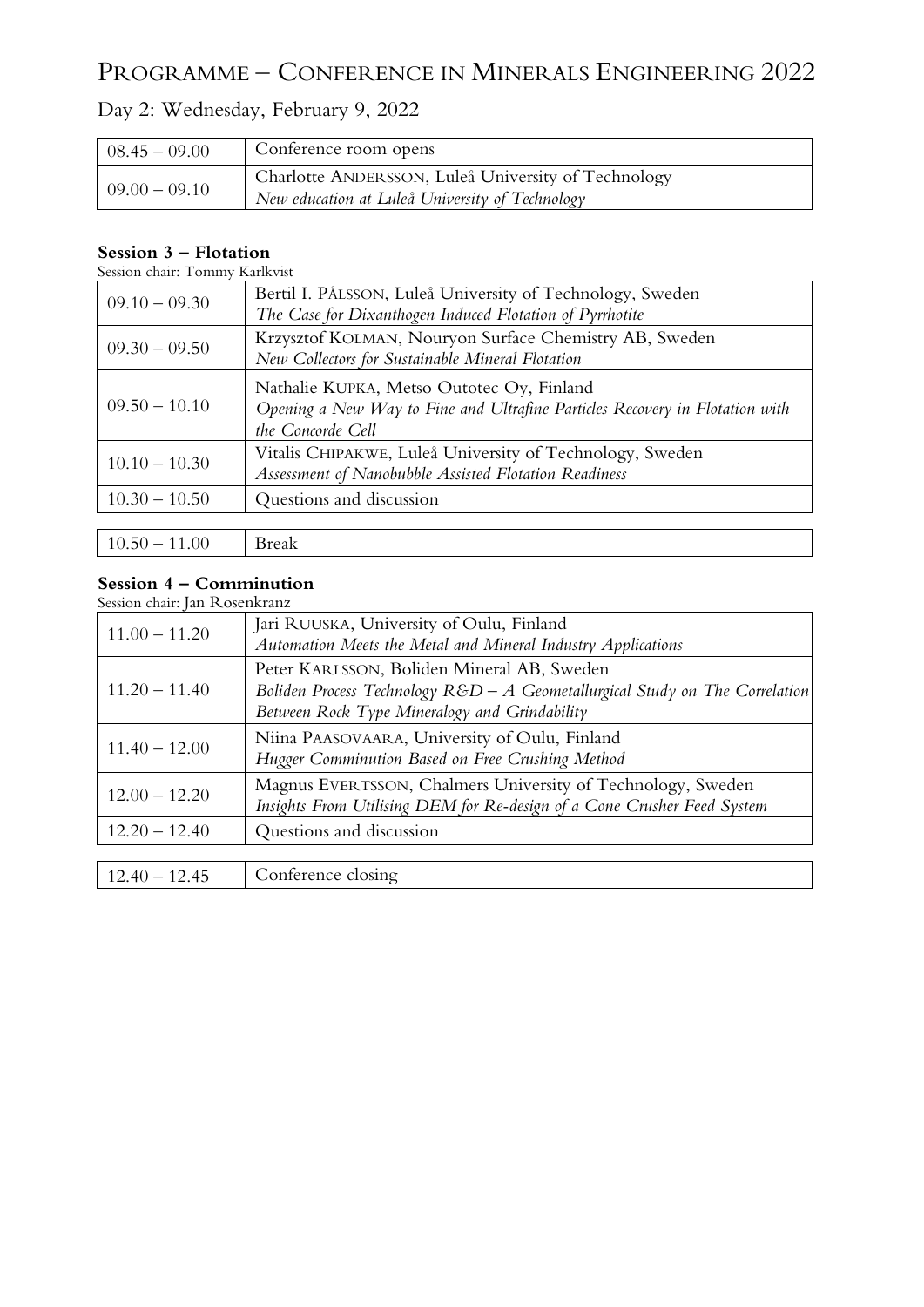# Programme – Conference in Minerals Engineering 2022

## Day 2: Wednesday, February 9, 2022

| | |
|---|---|
| 08.45 – 09.00 | Conference room opens |
| 09.00 – 09.10 | Charlotte ANDERSSON, Luleå University of Technology<br>*New education at Luleå University of Technology* |

### Session 3 – Flotation

Session chair: Tommy Karlkvist

| | |
|---|---|
| 09.10 – 09.30 | Bertil I. PÅLSSON, Luleå University of Technology, Sweden<br>*The Case for Dixanthogen Induced Flotation of Pyrrhotite* |
| 09.30 – 09.50 | Krzysztof KOLMAN, Nouryon Surface Chemistry AB, Sweden<br>*New Collectors for Sustainable Mineral Flotation* |
| 09.50 – 10.10 | Nathalie KUPKA, Metso Outotec Oy, Finland<br>*Opening a New Way to Fine and Ultrafine Particles Recovery in Flotation with the Concorde Cell* |
| 10.10 – 10.30 | Vitalis CHIPAKWE, Luleå University of Technology, Sweden<br>*Assessment of Nanobubble Assisted Flotation Readiness* |
| 10.30 – 10.50 | Questions and discussion |

| | |
|---|---|
| 10.50 – 11.00 | Break |

### Session 4 – Comminution

Session chair: Jan Rosenkranz

| | |
|---|---|
| 11.00 – 11.20 | Jari RUUSKA, University of Oulu, Finland<br>*Automation Meets the Metal and Mineral Industry Applications* |
| 11.20 – 11.40 | Peter KARLSSON, Boliden Mineral AB, Sweden<br>*Boliden Process Technology R&D – A Geometallurgical Study on The Correlation Between Rock Type Mineralogy and Grindability* |
| 11.40 – 12.00 | Niina PAASOVAARA, University of Oulu, Finland<br>*Hugger Comminution Based on Free Crushing Method* |
| 12.00 – 12.20 | Magnus EVERTSSON, Chalmers University of Technology, Sweden<br>*Insights From Utilising DEM for Re-design of a Cone Crusher Feed System* |
| 12.20 – 12.40 | Questions and discussion |

| | |
|---|---|
| 12.40 – 12.45 | Conference closing |